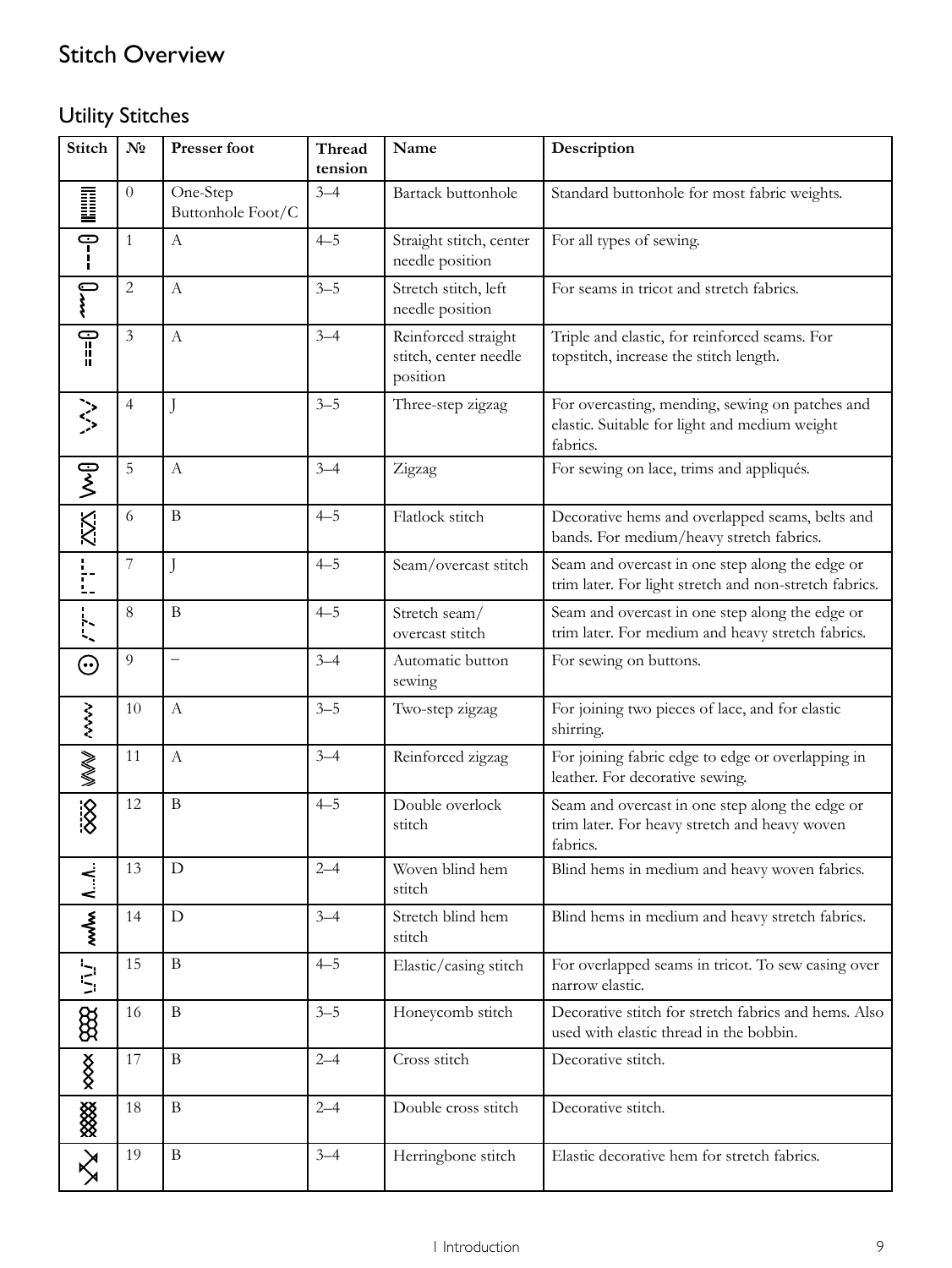# Stitch Overview

## Utility Stitches

| Stitch | № | Presser foot | Thread tension | Name | Description |
|---|---|---|---|---|---|
| | 0 | One-Step Buttonhole Foot/C | 3–4 | Bartack buttonhole | Standard buttonhole for most fabric weights. |
| | 1 | A | 4–5 | Straight stitch, center needle position | For all types of sewing. |
| | 2 | A | 3–5 | Stretch stitch, left needle position | For seams in tricot and stretch fabrics. |
| | 3 | A | 3–4 | Reinforced straight stitch, center needle position | Triple and elastic, for reinforced seams. For topstitch, increase the stitch length. |
| | 4 | J | 3–5 | Three-step zigzag | For overcasting, mending, sewing on patches and elastic. Suitable for light and medium weight fabrics. |
| | 5 | A | 3–4 | Zigzag | For sewing on lace, trims and appliqués. |
| | 6 | B | 4–5 | Flatlock stitch | Decorative hems and overlapped seams, belts and bands. For medium/heavy stretch fabrics. |
| | 7 | J | 4–5 | Seam/overcast stitch | Seam and overcast in one step along the edge or trim later. For light stretch and non-stretch fabrics. |
| | 8 | B | 4–5 | Stretch seam/ overcast stitch | Seam and overcast in one step along the edge or trim later. For medium and heavy stretch fabrics. |
| | 9 | – | 3–4 | Automatic button sewing | For sewing on buttons. |
| | 10 | A | 3–5 | Two-step zigzag | For joining two pieces of lace, and for elastic shirring. |
| | 11 | A | 3–4 | Reinforced zigzag | For joining fabric edge to edge or overlapping in leather. For decorative sewing. |
| | 12 | B | 4–5 | Double overlock stitch | Seam and overcast in one step along the edge or trim later. For heavy stretch and heavy woven fabrics. |
| | 13 | D | 2–4 | Woven blind hem stitch | Blind hems in medium and heavy woven fabrics. |
| | 14 | D | 3–4 | Stretch blind hem stitch | Blind hems in medium and heavy stretch fabrics. |
| | 15 | B | 4–5 | Elastic/casing stitch | For overlapped seams in tricot. To sew casing over narrow elastic. |
| | 16 | B | 3–5 | Honeycomb stitch | Decorative stitch for stretch fabrics and hems. Also used with elastic thread in the bobbin. |
| | 17 | B | 2–4 | Cross stitch | Decorative stitch. |
| | 18 | B | 2–4 | Double cross stitch | Decorative stitch. |
| | 19 | B | 3–4 | Herringbone stitch | Elastic decorative hem for stretch fabrics. |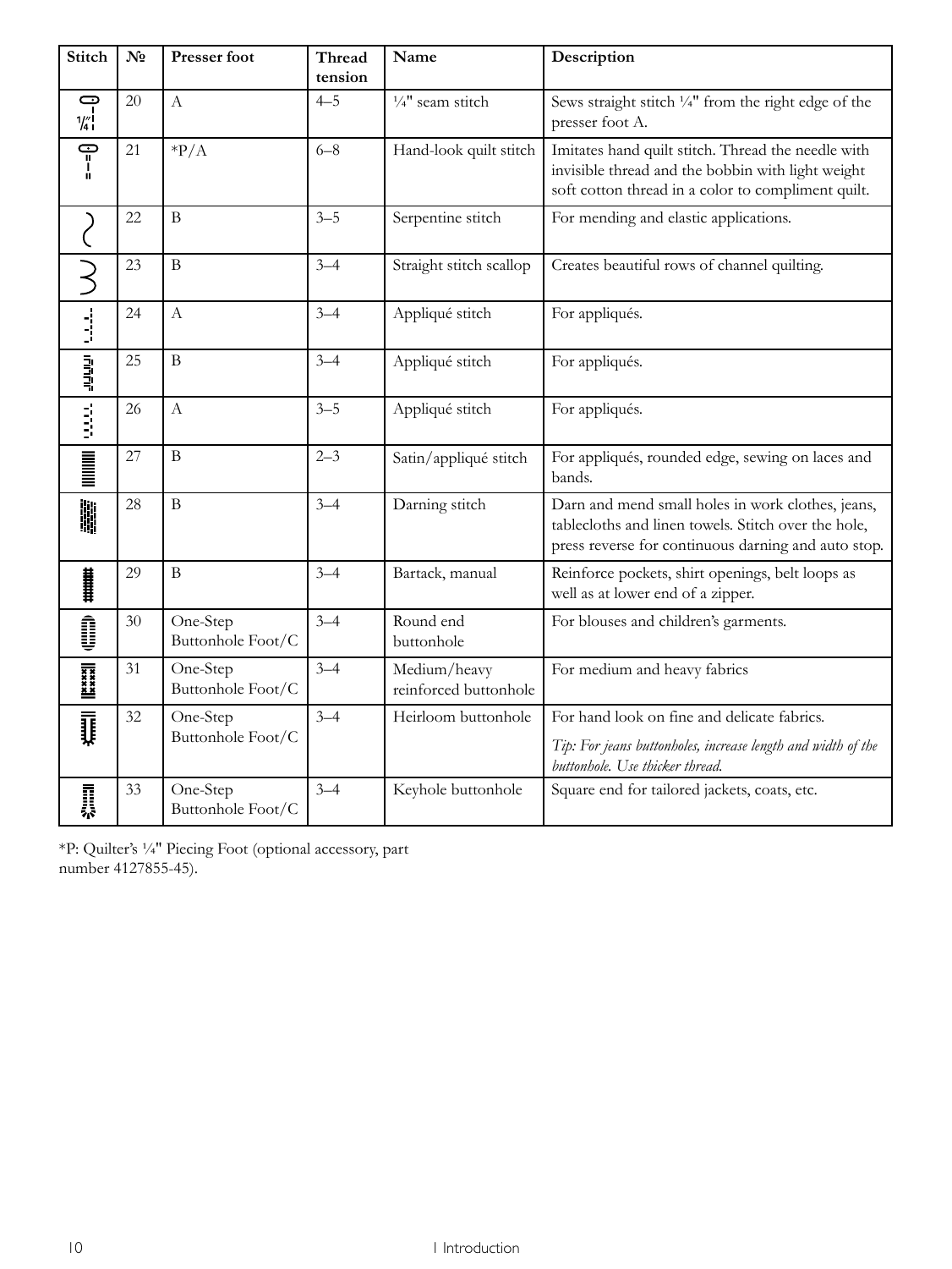| Stitch | № | Presser foot | Thread tension | Name | Description |
|---|---|---|---|---|---|
| | 20 | A | 4–5 | ¼" seam stitch | Sews straight stitch ¼" from the right edge of the presser foot A. |
| | 21 | *P/A | 6–8 | Hand-look quilt stitch | Imitates hand quilt stitch. Thread the needle with invisible thread and the bobbin with light weight soft cotton thread in a color to compliment quilt. |
| | 22 | B | 3–5 | Serpentine stitch | For mending and elastic applications. |
| | 23 | B | 3–4 | Straight stitch scallop | Creates beautiful rows of channel quilting. |
| | 24 | A | 3–4 | Appliqué stitch | For appliqués. |
| | 25 | B | 3–4 | Appliqué stitch | For appliqués. |
| | 26 | A | 3–5 | Appliqué stitch | For appliqués. |
| | 27 | B | 2–3 | Satin/appliqué stitch | For appliqués, rounded edge, sewing on laces and bands. |
| | 28 | B | 3–4 | Darning stitch | Darn and mend small holes in work clothes, jeans, tablecloths and linen towels. Stitch over the hole, press reverse for continuous darning and auto stop. |
| | 29 | B | 3–4 | Bartack, manual | Reinforce pockets, shirt openings, belt loops as well as at lower end of a zipper. |
| | 30 | One-Step Buttonhole Foot/C | 3–4 | Round end buttonhole | For blouses and children's garments. |
| | 31 | One-Step Buttonhole Foot/C | 3–4 | Medium/heavy reinforced buttonhole | For medium and heavy fabrics |
| | 32 | One-Step Buttonhole Foot/C | 3–4 | Heirloom buttonhole | For hand look on fine and delicate fabrics. *Tip: For jeans buttonholes, increase length and width of the buttonhole. Use thicker thread.* |
| | 33 | One-Step Buttonhole Foot/C | 3–4 | Keyhole buttonhole | Square end for tailored jackets, coats, etc. |

*P: Quilter's ¼" Piecing Foot (optional accessory, part number 4127855-45).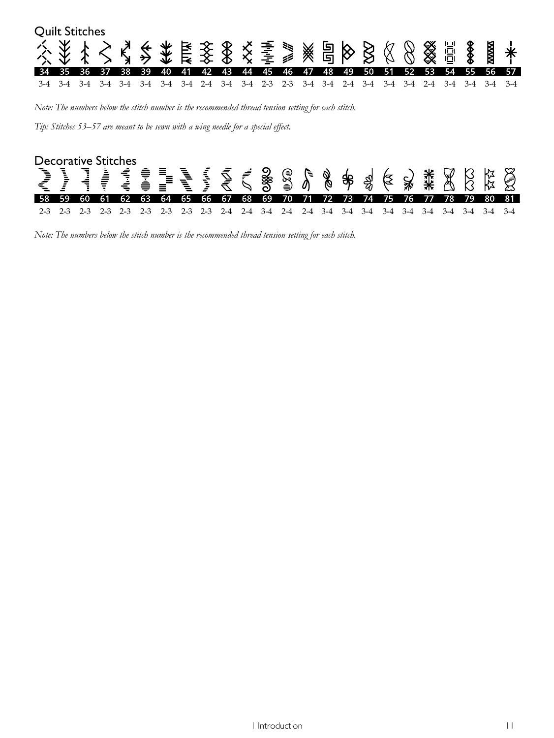## Quilt Stitches

| 34 | 35 | 36 | 37 | 38 | 39 | 40 | 41 | 42 | 43 | 44 | 45 | 46 | 47 | 48 | 49 | 50 | 51 | 52 | 53 | 54 | 55 | 56 | 57 |
|---|---|---|---|---|---|---|---|---|---|---|---|---|---|---|---|---|---|---|---|---|---|---|---|
| 3-4 | 3-4 | 3-4 | 3-4 | 3-4 | 3-4 | 3-4 | 3-4 | 2-4 | 3-4 | 3-4 | 2-3 | 2-3 | 3-4 | 3-4 | 2-4 | 3-4 | 3-4 | 3-4 | 2-4 | 3-4 | 3-4 | 3-4 | 3-4 |

*Note: The numbers below the stitch number is the recommended thread tension setting for each stitch.*

*Tip: Stitches 53–57 are meant to be sewn with a wing needle for a special effect.*

## Decorative Stitches

| 58 | 59 | 60 | 61 | 62 | 63 | 64 | 65 | 66 | 67 | 68 | 69 | 70 | 71 | 72 | 73 | 74 | 75 | 76 | 77 | 78 | 79 | 80 | 81 |
|---|---|---|---|---|---|---|---|---|---|---|---|---|---|---|---|---|---|---|---|---|---|---|---|
| 2-3 | 2-3 | 2-3 | 2-3 | 2-3 | 2-3 | 2-3 | 2-3 | 2-3 | 2-4 | 2-4 | 3-4 | 2-4 | 2-4 | 3-4 | 3-4 | 3-4 | 3-4 | 3-4 | 3-4 | 3-4 | 3-4 | 3-4 | 3-4 |

*Note: The numbers below the stitch number is the recommended thread tension setting for each stitch.*